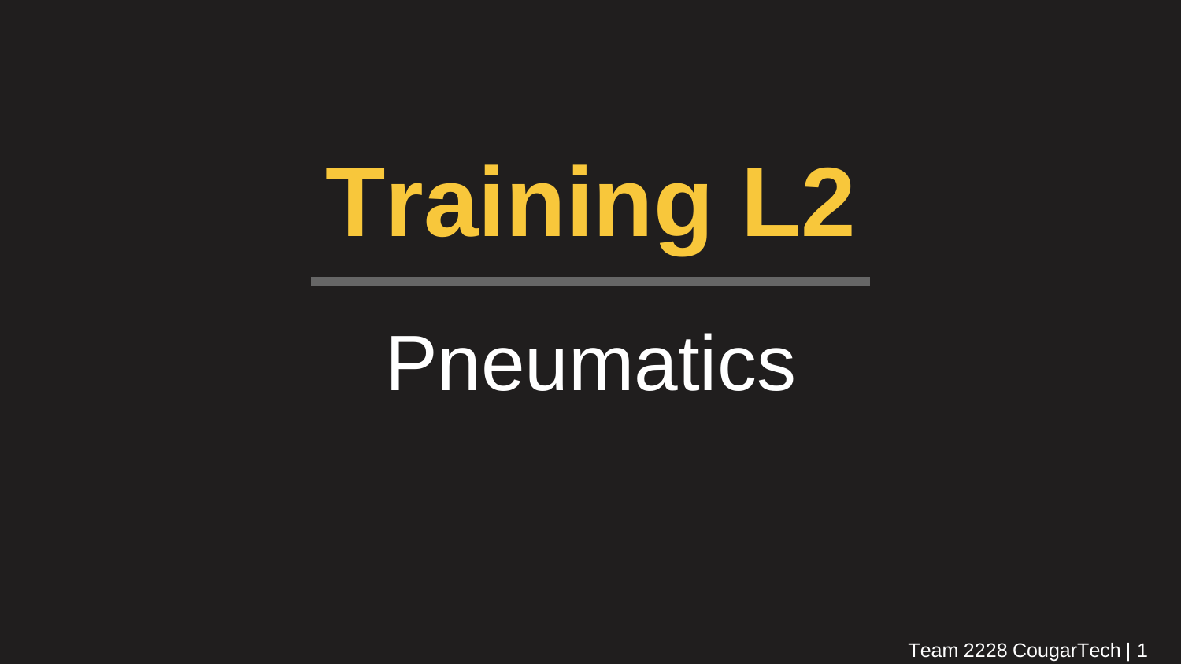# Training L2

## Pneumatics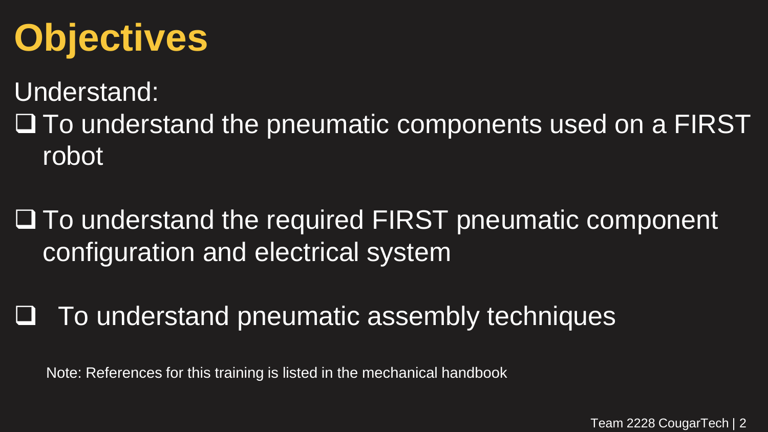# Objectives

Understand:

- [ ] To understand the pneumatic components used on a FIRST robot
- [ ] To understand the required FIRST pneumatic component configuration and electrical system
- [ ] To understand pneumatic assembly techniques

Note: References for this training is listed in the mechanical handbook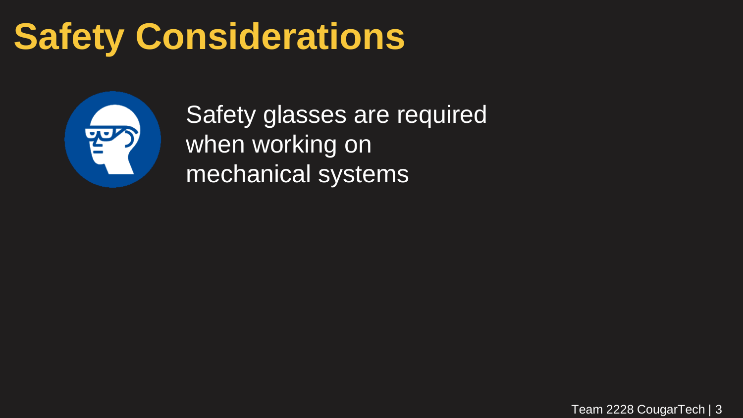# Safety Considerations

Safety glasses are required when working on mechanical systems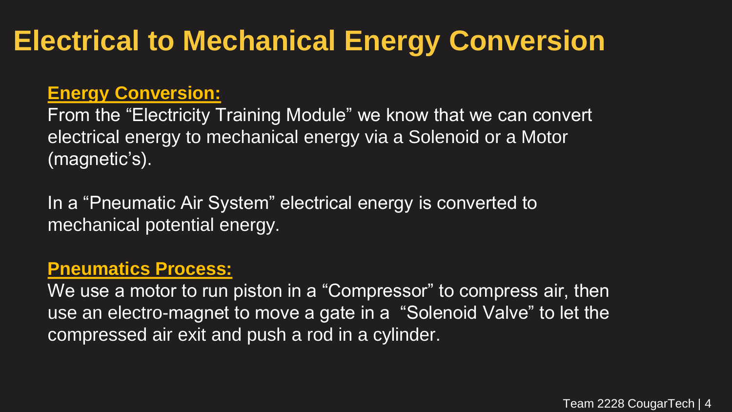# Electrical to Mechanical Energy Conversion

**Energy Conversion:**

From the “Electricity Training Module” we know that we can convert electrical energy to mechanical energy via a Solenoid or a Motor (magnetic’s).

In a “Pneumatic Air System” electrical energy is converted to mechanical potential energy.

**Pneumatics Process:**

We use a motor to run piston in a “Compressor” to compress air, then use an electro-magnet to move a gate in a “Solenoid Valve” to let the compressed air exit and push a rod in a cylinder.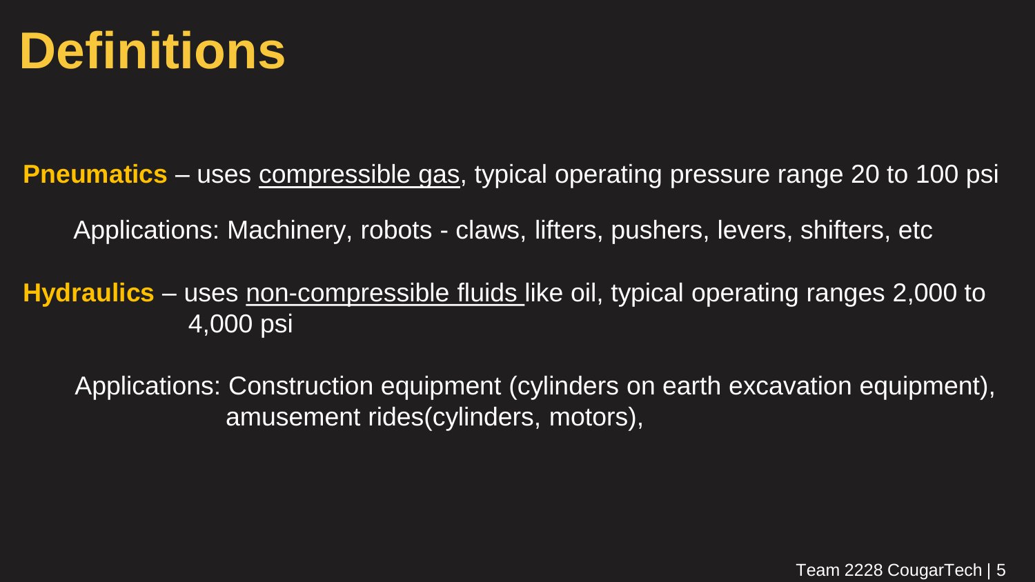# Definitions

**Pneumatics** – uses <u>compressible gas</u>, typical operating pressure range 20 to 100 psi

Applications: Machinery, robots - claws, lifters, pushers, levers, shifters, etc

**Hydraulics** – uses <u>non-compressible fluids</u> like oil, typical operating ranges 2,000 to 4,000 psi

Applications: Construction equipment (cylinders on earth excavation equipment), amusement rides(cylinders, motors),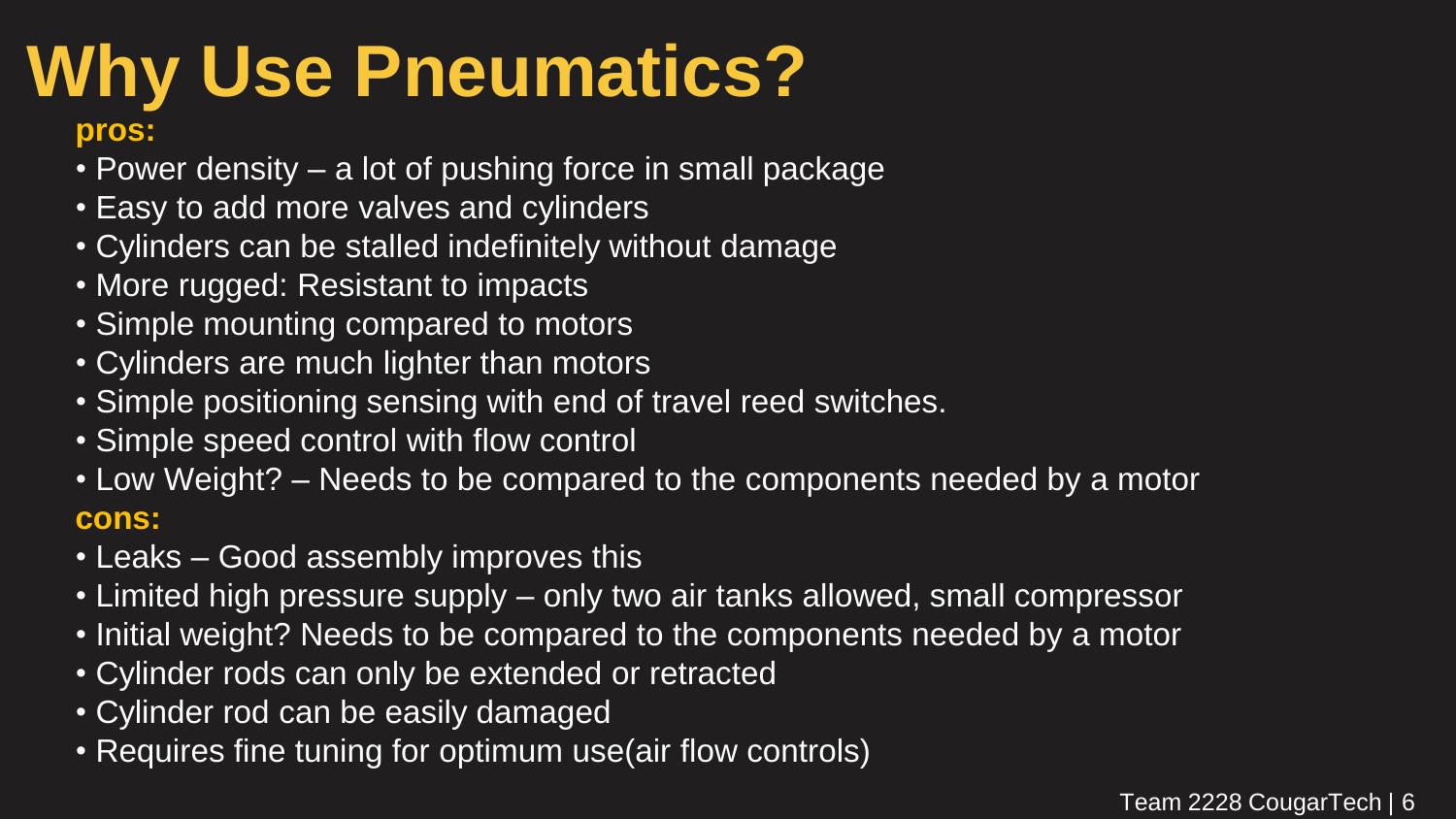# Why Use Pneumatics?

**pros:**

- Power density – a lot of pushing force in small package
- Easy to add more valves and cylinders
- Cylinders can be stalled indefinitely without damage
- More rugged: Resistant to impacts
- Simple mounting compared to motors
- Cylinders are much lighter than motors
- Simple positioning sensing with end of travel reed switches.
- Simple speed control with flow control
- Low Weight? – Needs to be compared to the components needed by a motor

**cons:**

- Leaks – Good assembly improves this
- Limited high pressure supply – only two air tanks allowed, small compressor
- Initial weight? Needs to be compared to the components needed by a motor
- Cylinder rods can only be extended or retracted
- Cylinder rod can be easily damaged
- Requires fine tuning for optimum use(air flow controls)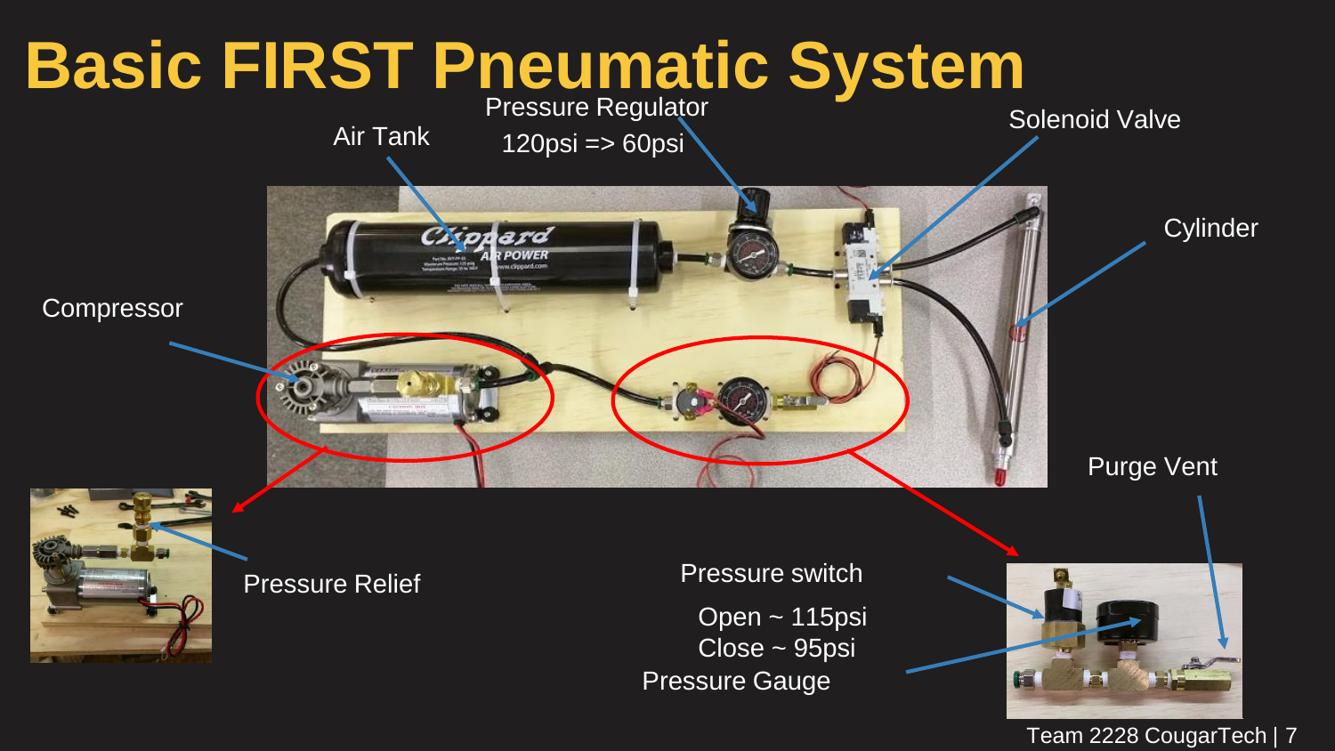# Basic FIRST Pneumatic System

Air Tank

Pressure Regulator

120psi => 60psi

Solenoid Valve

Cylinder

Compressor

Purge Vent

Pressure Relief

Pressure switch

Open ~ 115psi

Close ~ 95psi

Pressure Gauge

Team 2228 CougarTech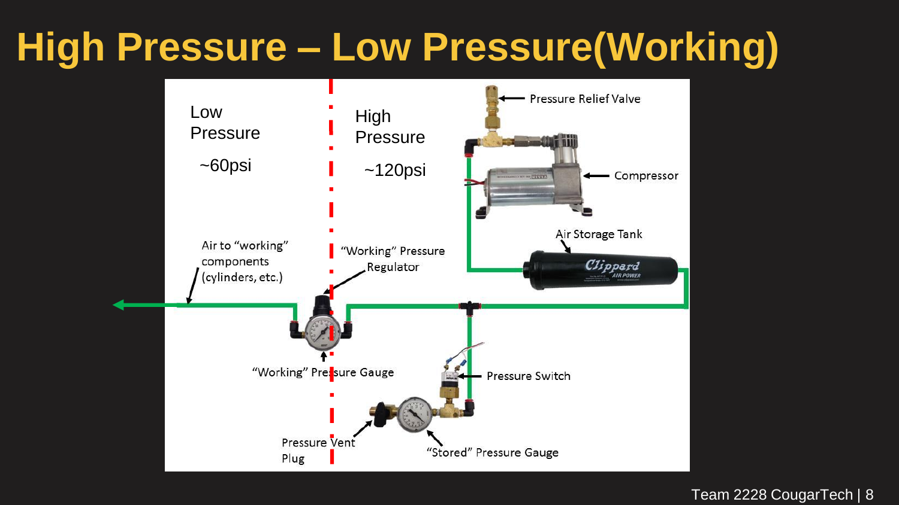# High Pressure – Low Pressure(Working)

Low Pressure

~60psi

High Pressure

~120psi

Pressure Relief Valve

Compressor

Air Storage Tank

Air to "working" components (cylinders, etc.)

"Working" Pressure Regulator

"Working" Pressure Gauge

Pressure Switch

Pressure Vent Plug

"Stored" Pressure Gauge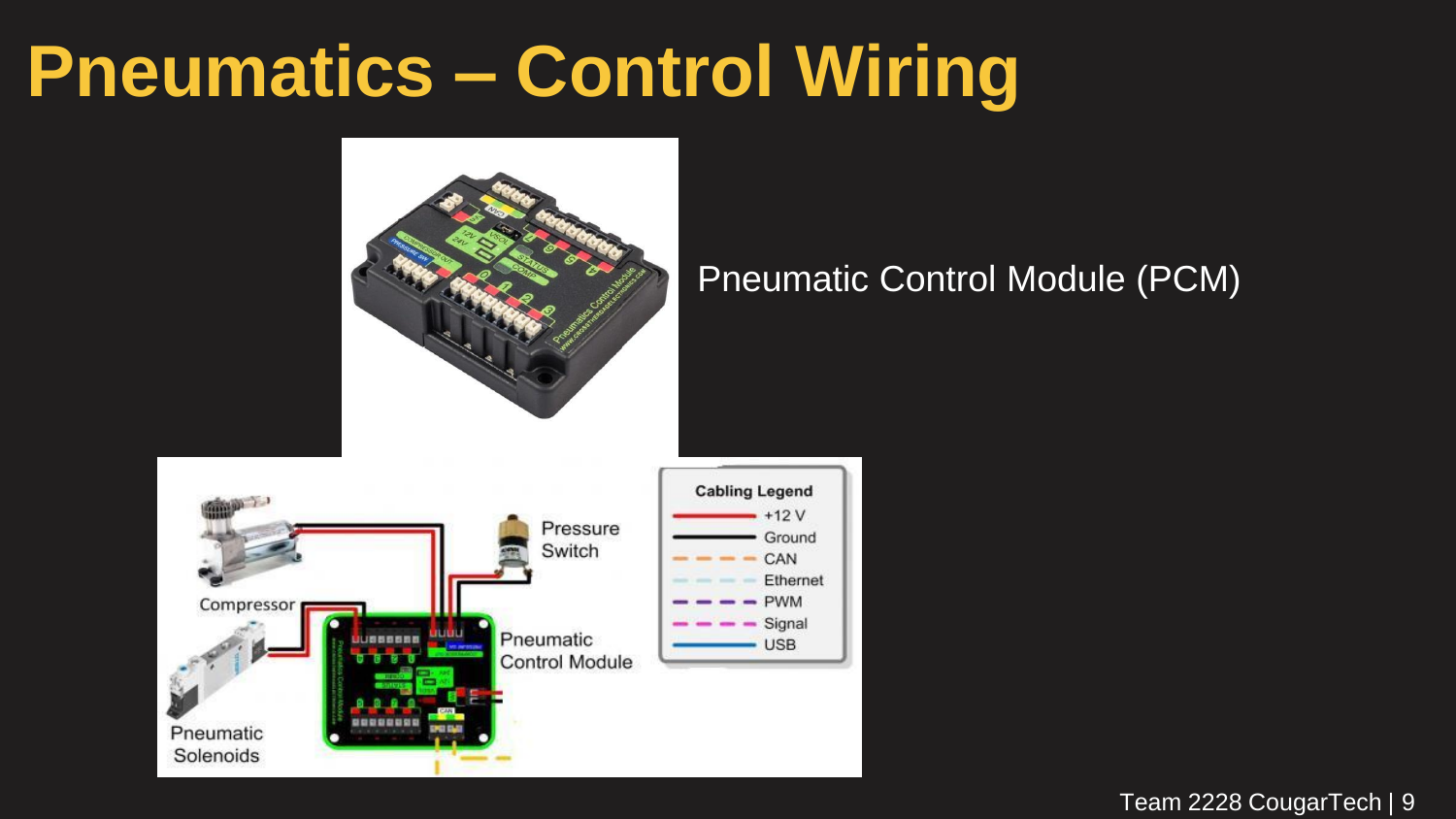# Pneumatics – Control Wiring

Pneumatic Control Module (PCM)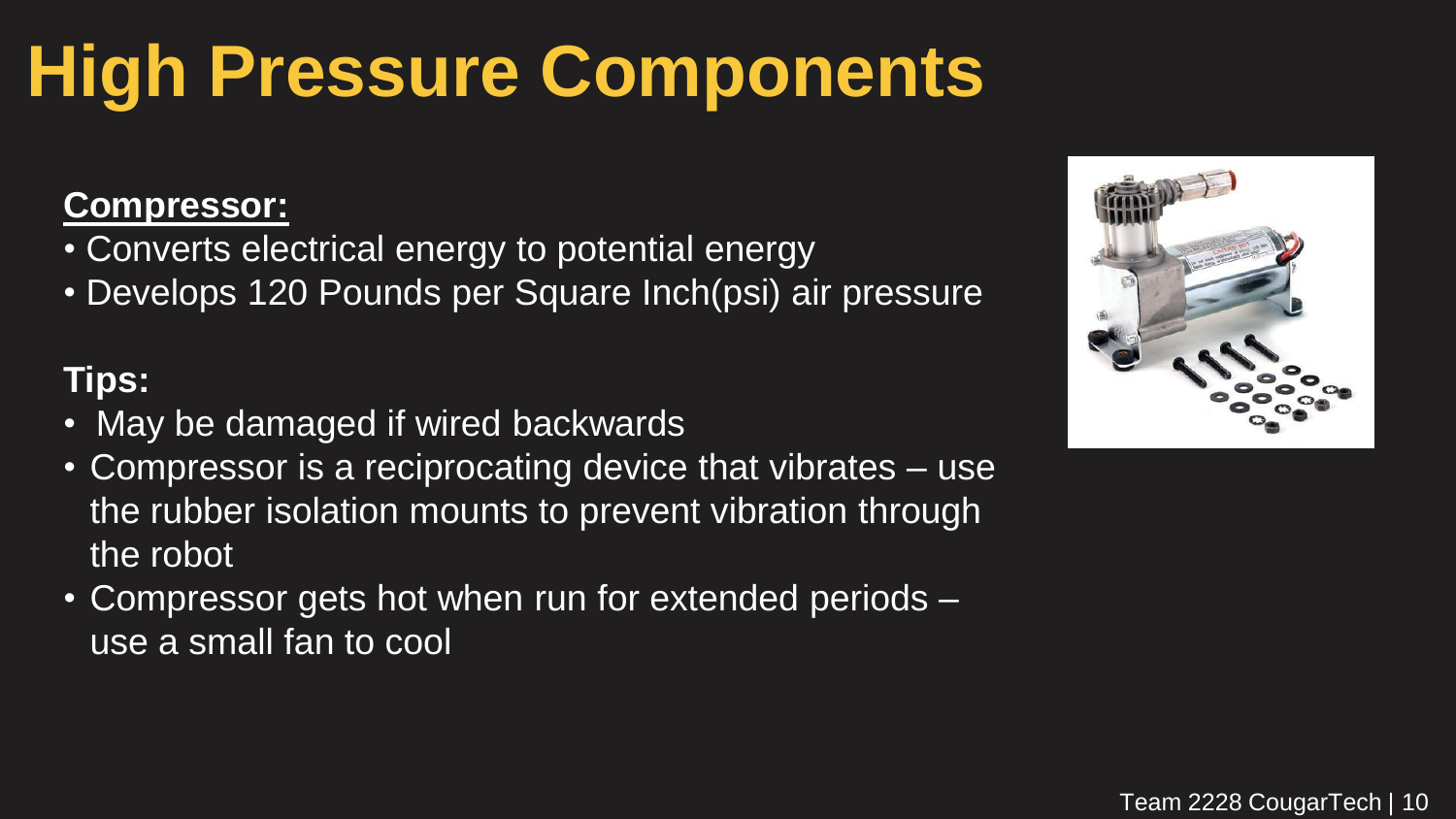# High Pressure Components

**Compressor:**

- Converts electrical energy to potential energy
- Develops 120 Pounds per Square Inch(psi) air pressure

**Tips:**

- May be damaged if wired backwards
- Compressor is a reciprocating device that vibrates – use the rubber isolation mounts to prevent vibration through the robot
- Compressor gets hot when run for extended periods – use a small fan to cool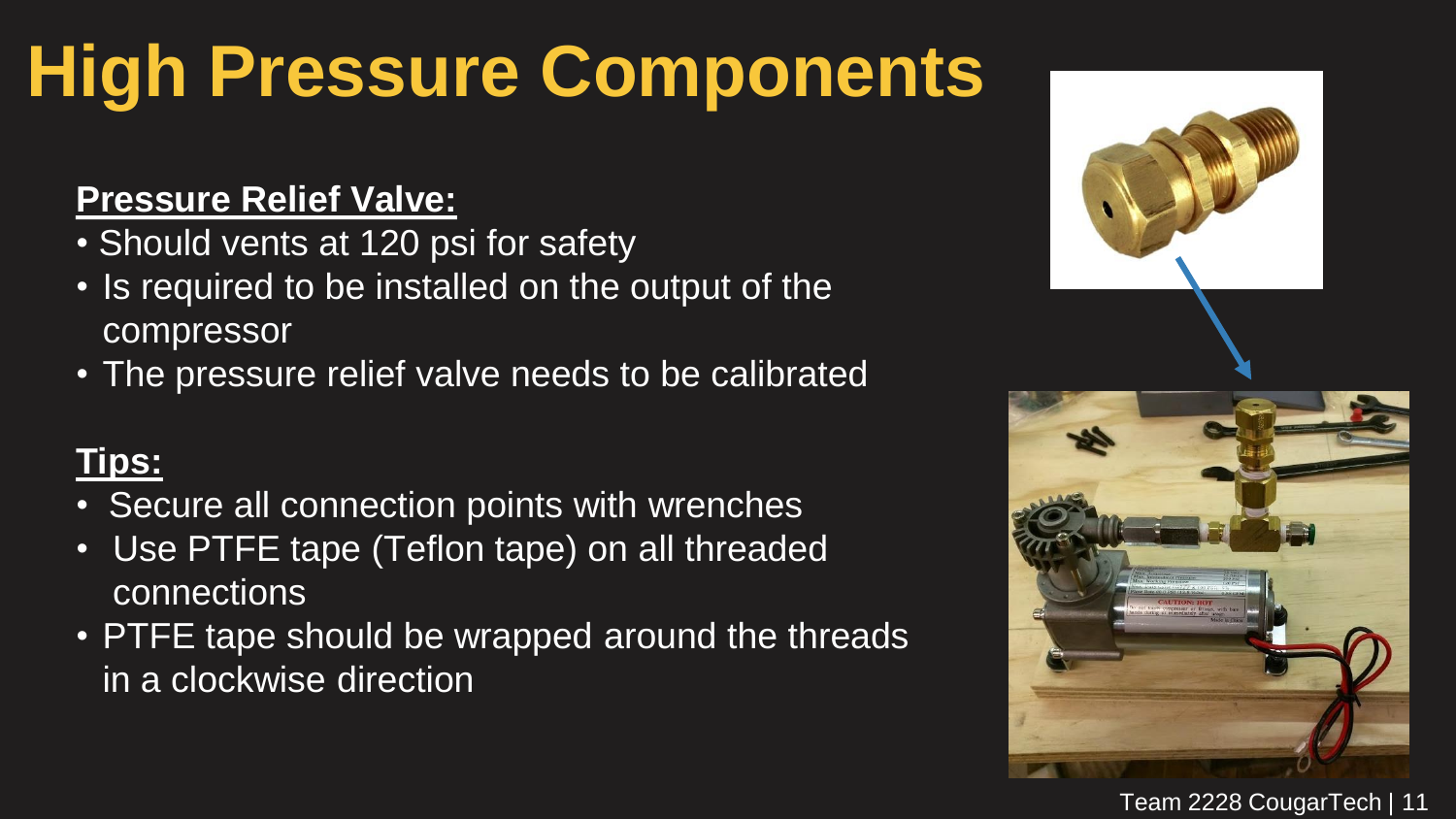# High Pressure Components

**Pressure Relief Valve:**

- Should vents at 120 psi for safety
- Is required to be installed on the output of the compressor
- The pressure relief valve needs to be calibrated

**Tips:**

- Secure all connection points with wrenches
- Use PTFE tape (Teflon tape) on all threaded connections
- PTFE tape should be wrapped around the threads in a clockwise direction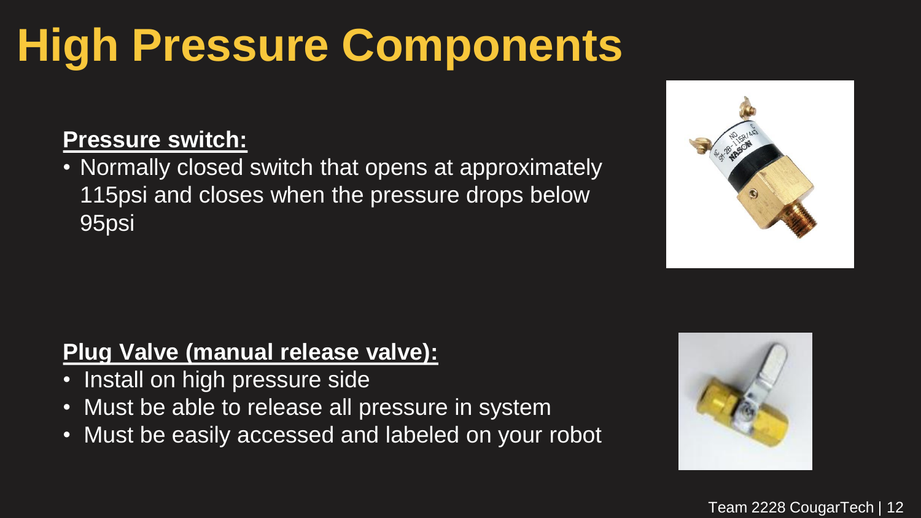# High Pressure Components

**Pressure switch:**

- Normally closed switch that opens at approximately 115psi and closes when the pressure drops below 95psi

**Plug Valve (manual release valve):**

- Install on high pressure side
- Must be able to release all pressure in system
- Must be easily accessed and labeled on your robot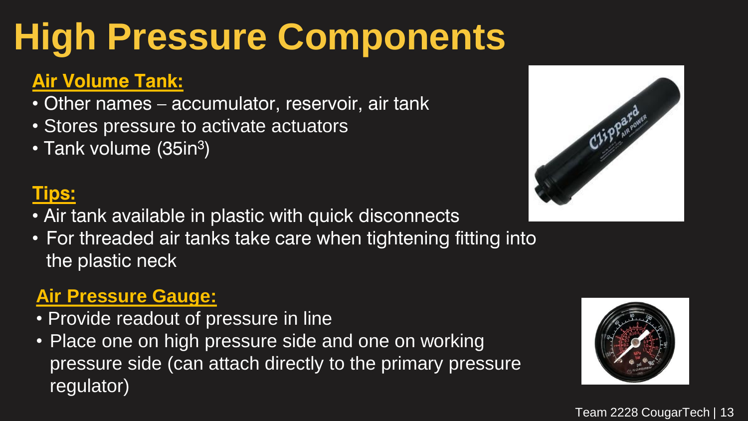# High Pressure Components

## Air Volume Tank:

- Other names – accumulator, reservoir, air tank
- Stores pressure to activate actuators
- Tank volume ($35in^3$)

## Tips:

- Air tank available in plastic with quick disconnects
- For threaded air tanks take care when tightening fitting into the plastic neck

## Air Pressure Gauge:

- Provide readout of pressure in line
- Place one on high pressure side and one on working pressure side (can attach directly to the primary pressure regulator)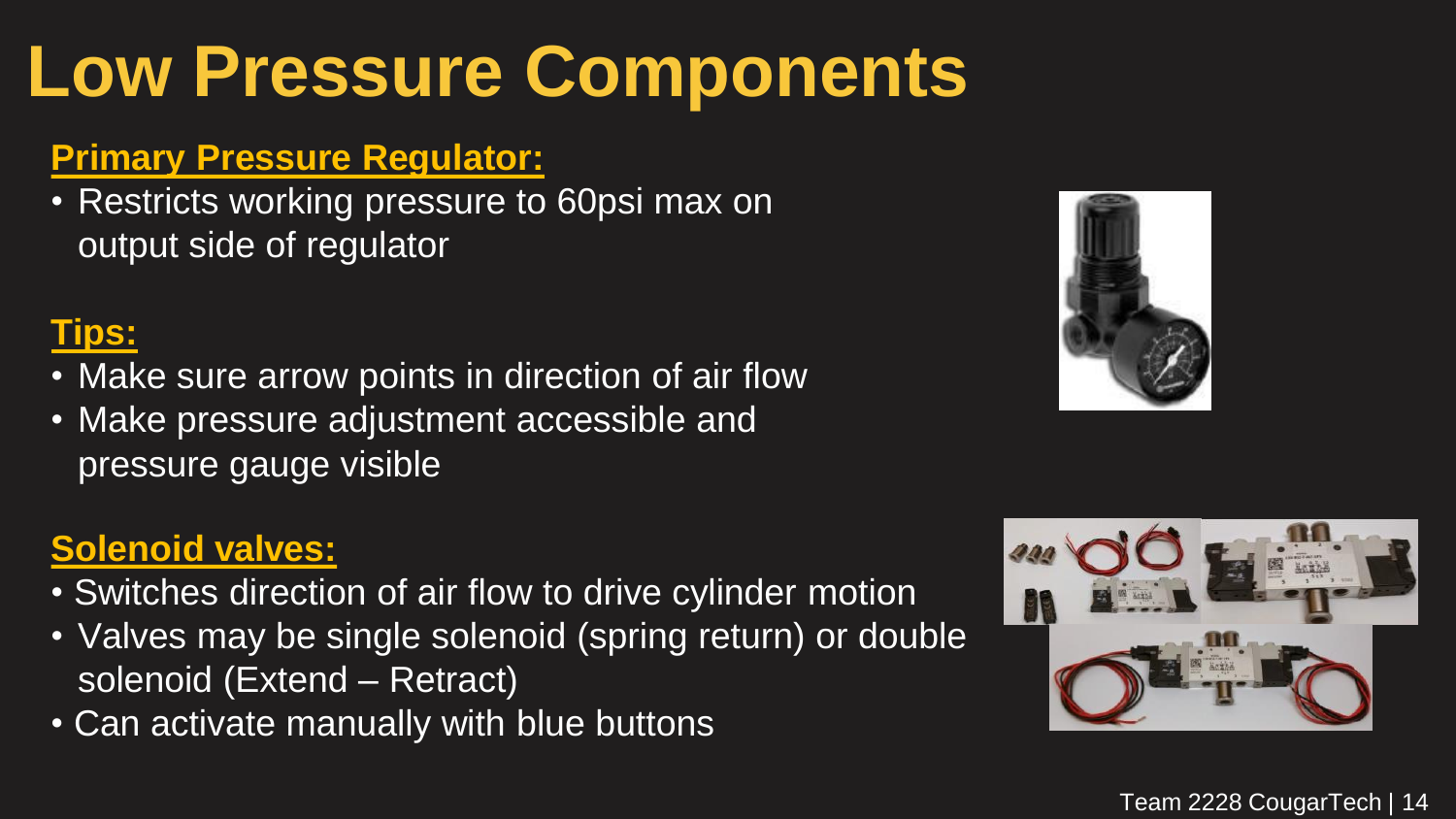# Low Pressure Components

**Primary Pressure Regulator:**

- Restricts working pressure to 60psi max on output side of regulator

**Tips:**

- Make sure arrow points in direction of air flow
- Make pressure adjustment accessible and pressure gauge visible

**Solenoid valves:**

- Switches direction of air flow to drive cylinder motion
- Valves may be single solenoid (spring return) or double solenoid (Extend – Retract)
- Can activate manually with blue buttons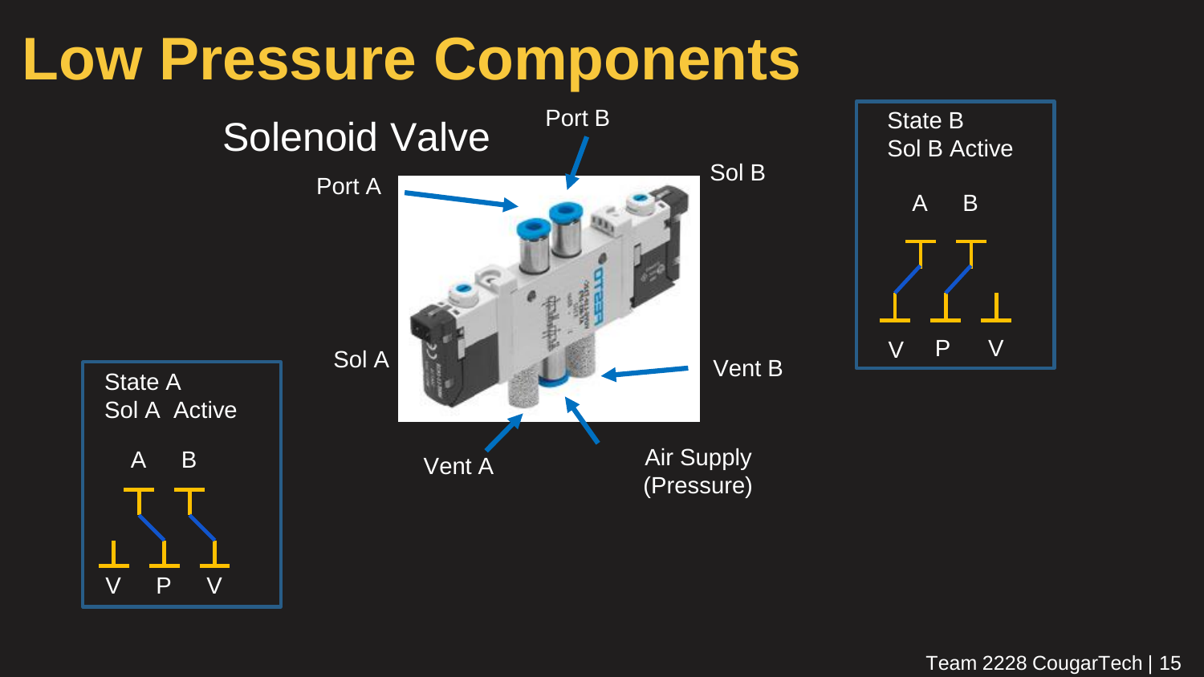# Low Pressure Components

## Solenoid Valve

Port A

Port B

Sol B

Sol A

Vent B

Vent A

Air Supply (Pressure)

State A
Sol A Active

A B

V P V

State B
Sol B Active

A B

V P V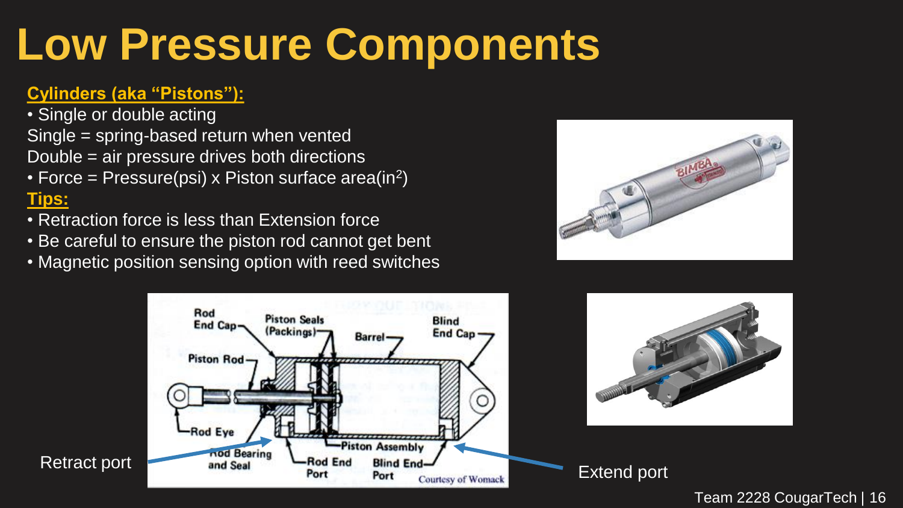# Low Pressure Components

**Cylinders (aka "Pistons"):**

- Single or double acting

Single = spring-based return when vented

Double = air pressure drives both directions

- Force = Pressure(psi) x Piston surface area($in^2$)

**Tips:**

- Retraction force is less than Extension force
- Be careful to ensure the piston rod cannot get bent
- Magnetic position sensing option with reed switches

Retract port

Extend port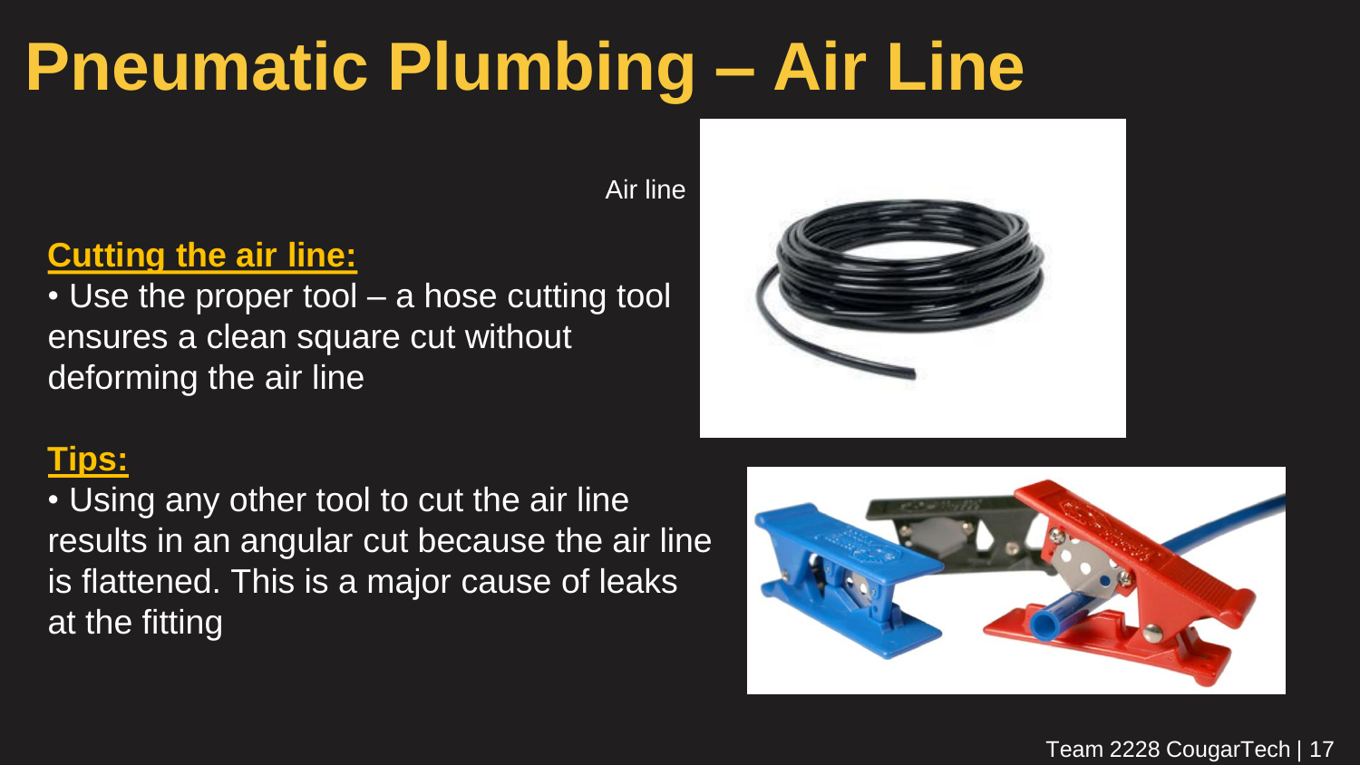# Pneumatic Plumbing – Air Line

Air line

**Cutting the air line:**

- Use the proper tool – a hose cutting tool ensures a clean square cut without deforming the air line

**Tips:**

- Using any other tool to cut the air line results in an angular cut because the air line is flattened. This is a major cause of leaks at the fitting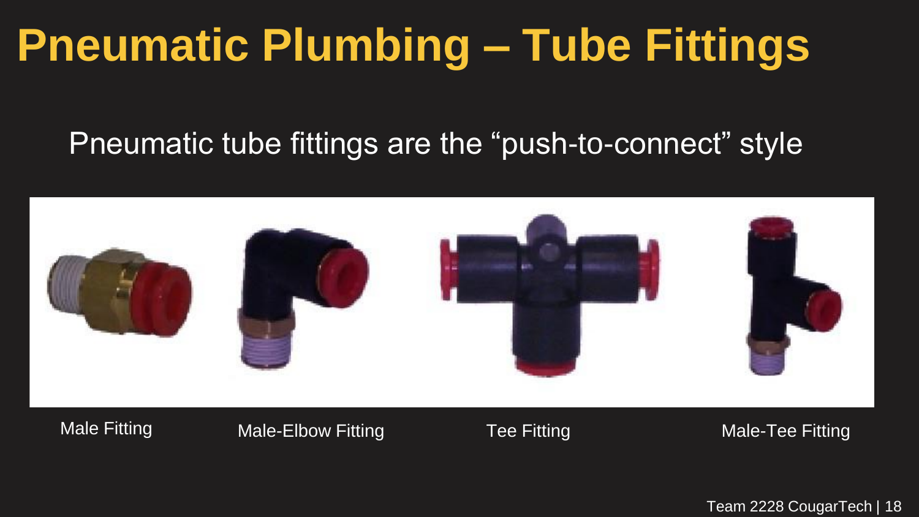# Pneumatic Plumbing – Tube Fittings

Pneumatic tube fittings are the "push-to-connect" style

Male Fitting

Male-Elbow Fitting

Tee Fitting

Male-Tee Fitting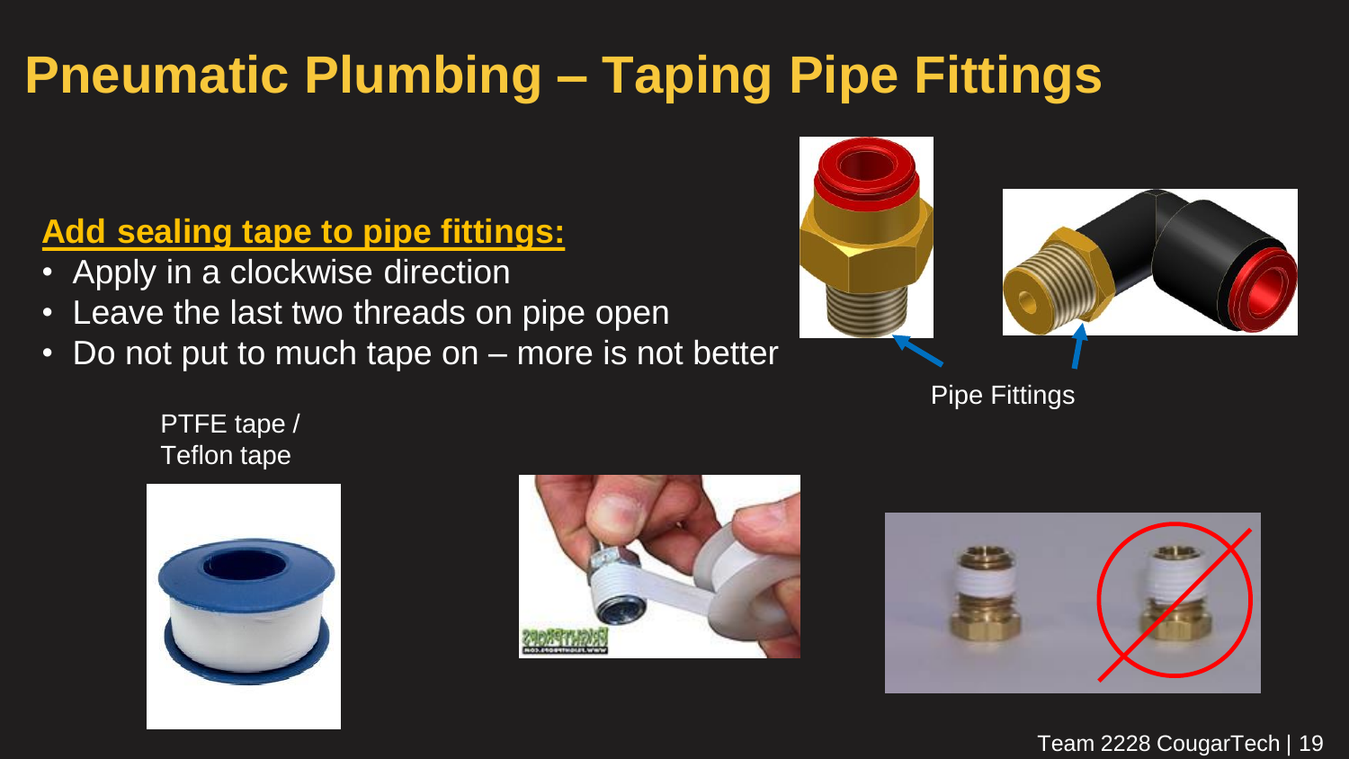# Pneumatic Plumbing – Taping Pipe Fittings

**Add sealing tape to pipe fittings:**

- Apply in a clockwise direction
- Leave the last two threads on pipe open
- Do not put to much tape on – more is not better

Pipe Fittings

PTFE tape / Teflon tape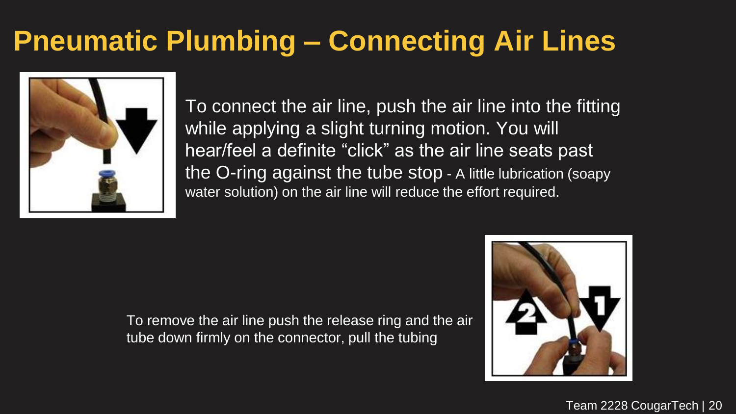# Pneumatic Plumbing – Connecting Air Lines

To connect the air line, push the air line into the fitting while applying a slight turning motion. You will hear/feel a definite “click” as the air line seats past the O-ring against the tube stop - A little lubrication (soapy water solution) on the air line will reduce the effort required.

To remove the air line push the release ring and the air tube down firmly on the connector, pull the tubing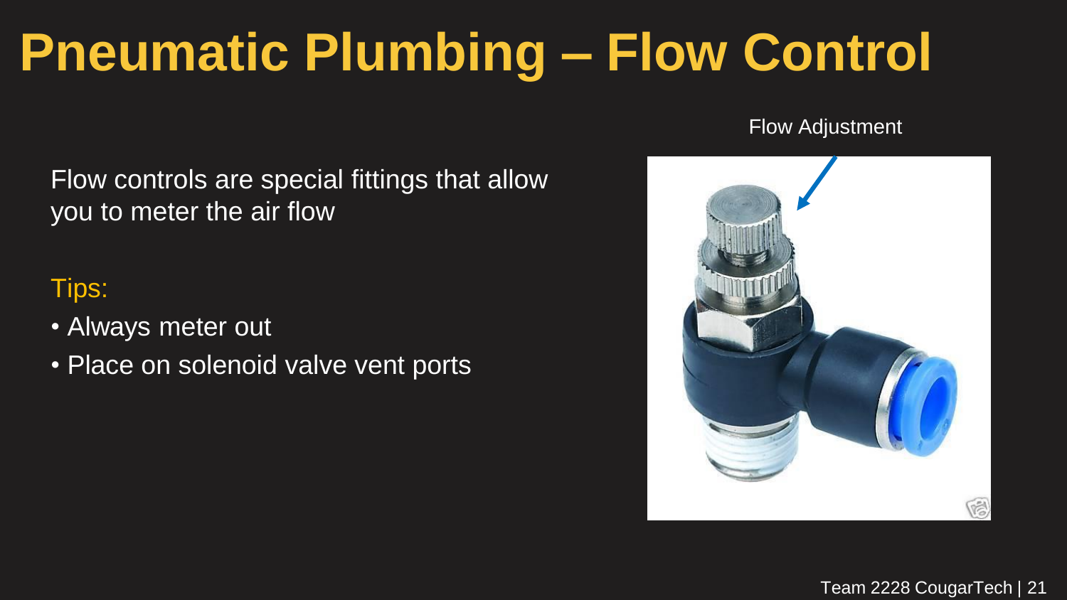# Pneumatic Plumbing – Flow Control

Flow controls are special fittings that allow you to meter the air flow

Tips:

- Always meter out
- Place on solenoid valve vent ports

Flow Adjustment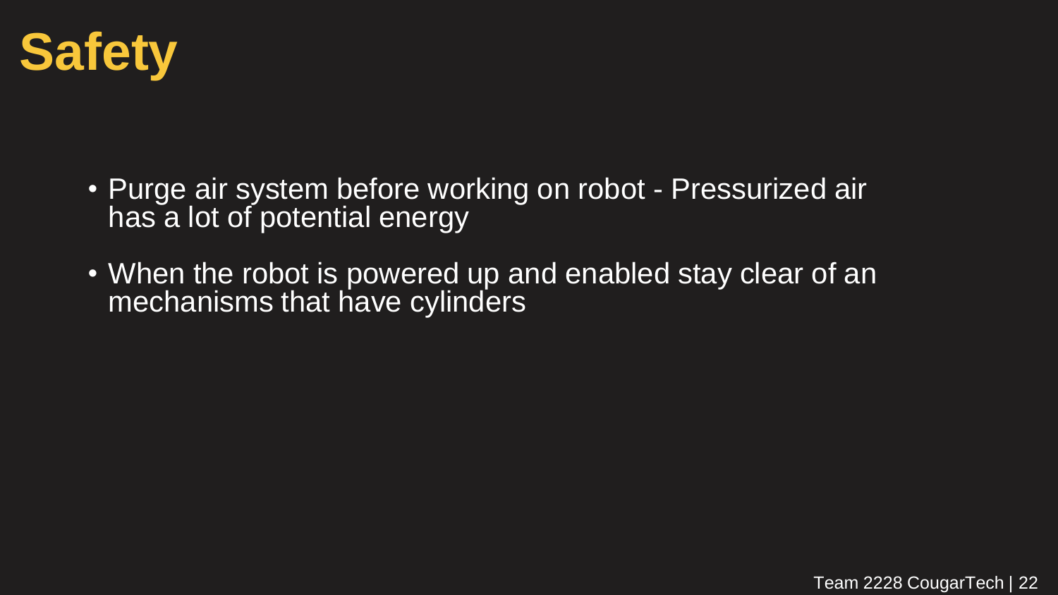# Safety

- Purge air system before working on robot - Pressurized air has a lot of potential energy
- When the robot is powered up and enabled stay clear of an mechanisms that have cylinders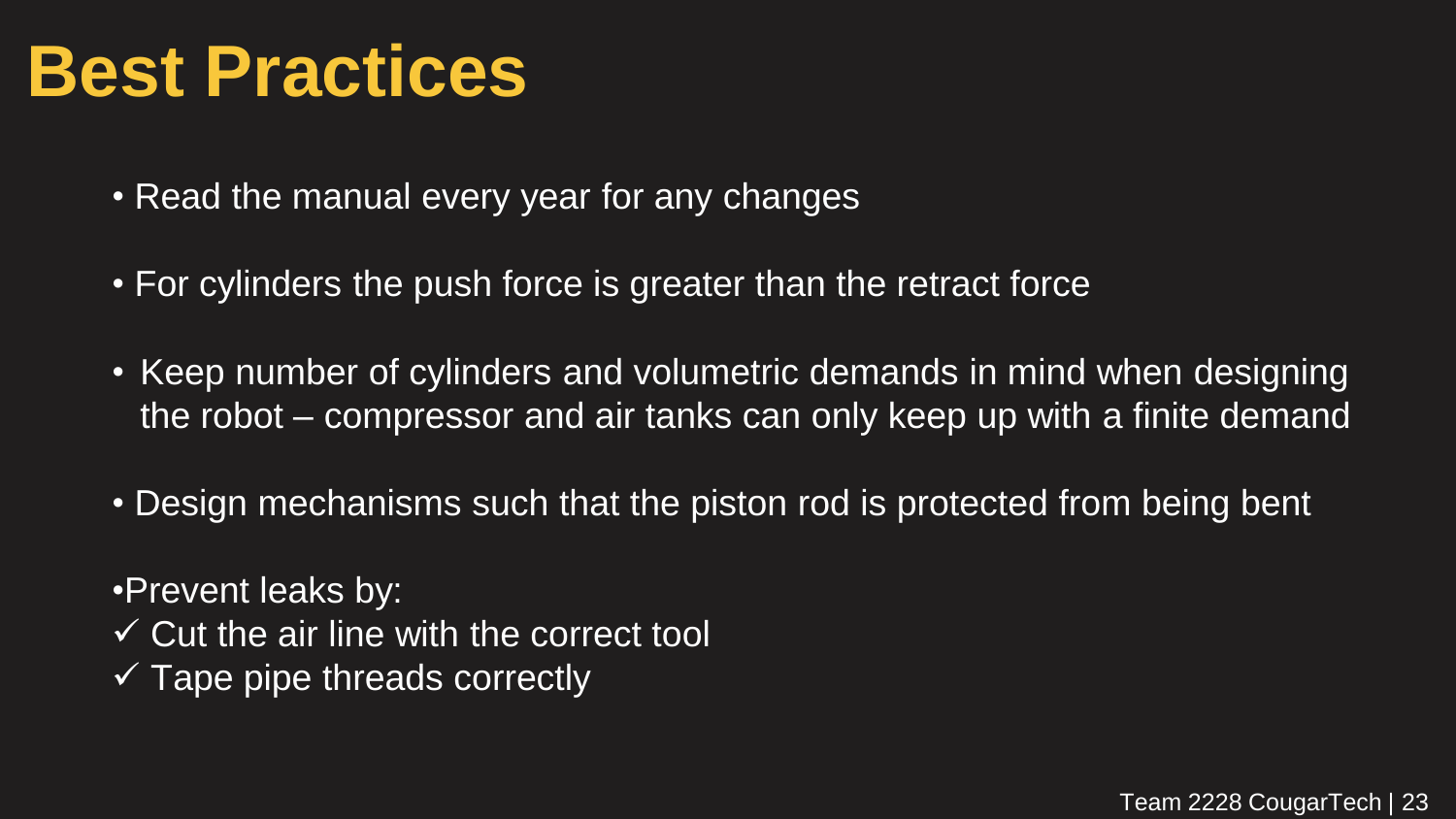# Best Practices

- Read the manual every year for any changes
- For cylinders the push force is greater than the retract force
- Keep number of cylinders and volumetric demands in mind when designing the robot – compressor and air tanks can only keep up with a finite demand
- Design mechanisms such that the piston rod is protected from being bent
- Prevent leaks by:
  - ✓ Cut the air line with the correct tool
  - ✓ Tape pipe threads correctly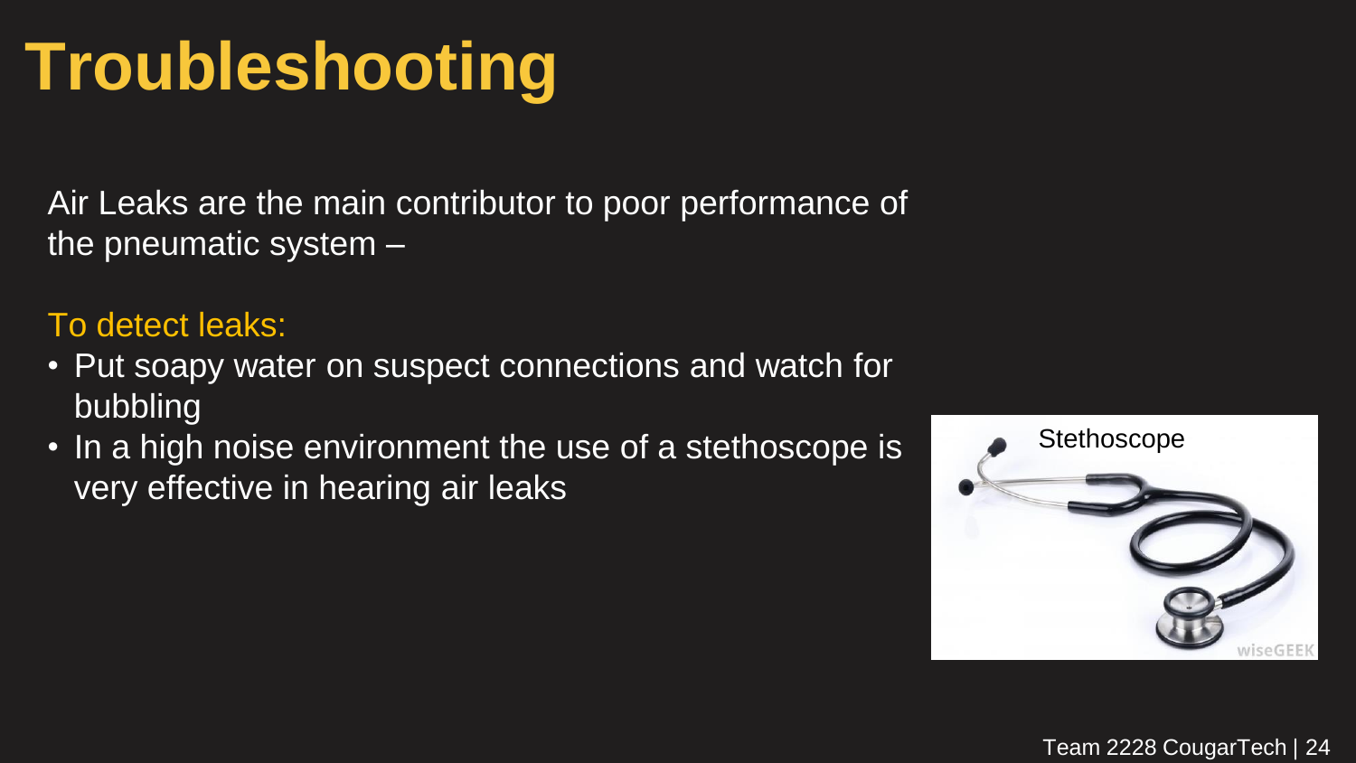# Troubleshooting

Air Leaks are the main contributor to poor performance of the pneumatic system –

To detect leaks:

- Put soapy water on suspect connections and watch for bubbling
- In a high noise environment the use of a stethoscope is very effective in hearing air leaks

Stethoscope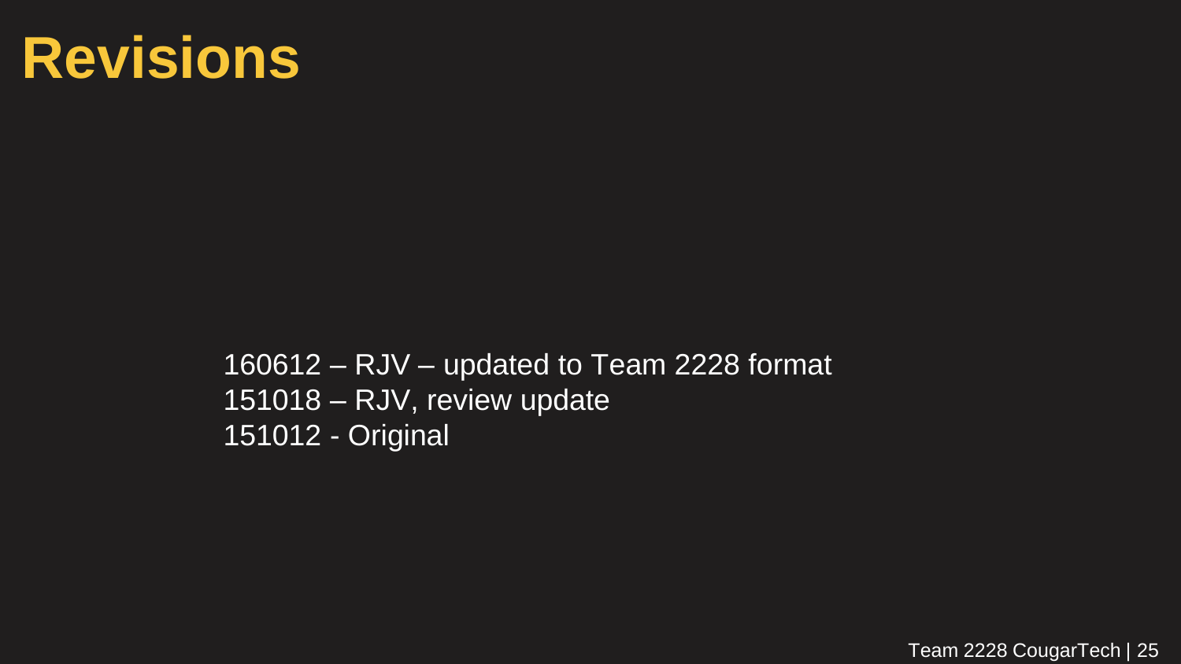# Revisions

160612 – RJV – updated to Team 2228 format
151018 – RJV, review update
151012 - Original